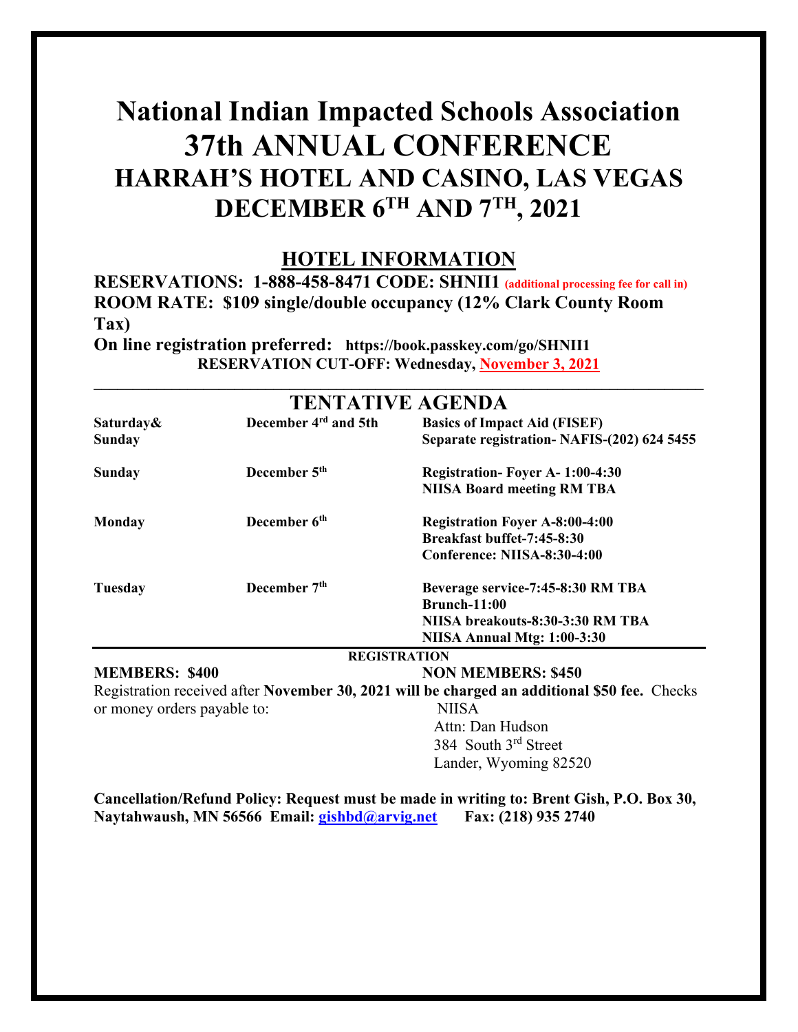# National Indian Impacted Schools Association
# 37th ANNUAL CONFERENCE
## HARRAH'S HOTEL AND CASINO, LAS VEGAS
## DECEMBER 6TH AND 7TH, 2021

## HOTEL INFORMATION

**RESERVATIONS: 1-888-458-8471 CODE: SHNII1** (additional processing fee for call in)

**ROOM RATE: $109 single/double occupancy (12% Clark County Room Tax)**

**On line registration preferred: https://book.passkey.com/go/SHNII1**

**RESERVATION CUT-OFF: Wednesday, November 3, 2021**

---

## TENTATIVE AGENDA

| Day | Date | Event |
|---|---|---|
| **Saturday& Sunday** | **December 4rd and 5th** | **Basics of Impact Aid (FISEF)**<br>**Separate registration- NAFIS-(202) 624 5455** |
| **Sunday** | **December 5th** | **Registration- Foyer A- 1:00-4:30**<br>**NIISA Board meeting RM TBA** |
| **Monday** | **December 6th** | **Registration Foyer A-8:00-4:00**<br>**Breakfast buffet-7:45-8:30**<br>**Conference: NIISA-8:30-4:00** |
| **Tuesday** | **December 7th** | **Beverage service-7:45-8:30 RM TBA**<br>**Brunch-11:00**<br>**NIISA breakouts-8:30-3:30 RM TBA**<br>**NIISA Annual Mtg: 1:00-3:30** |

### REGISTRATION

**MEMBERS: $400** | **NON MEMBERS: $450**

Registration received after **November 30, 2021 will be charged an additional $50 fee.** Checks or money orders payable to:

NIISA
Attn: Dan Hudson
384 South 3rd Street
Lander, Wyoming 82520

**Cancellation/Refund Policy: Request must be made in writing to: Brent Gish, P.O. Box 30, Naytahwaush, MN 56566 Email: gishbd@arvig.net Fax: (218) 935 2740**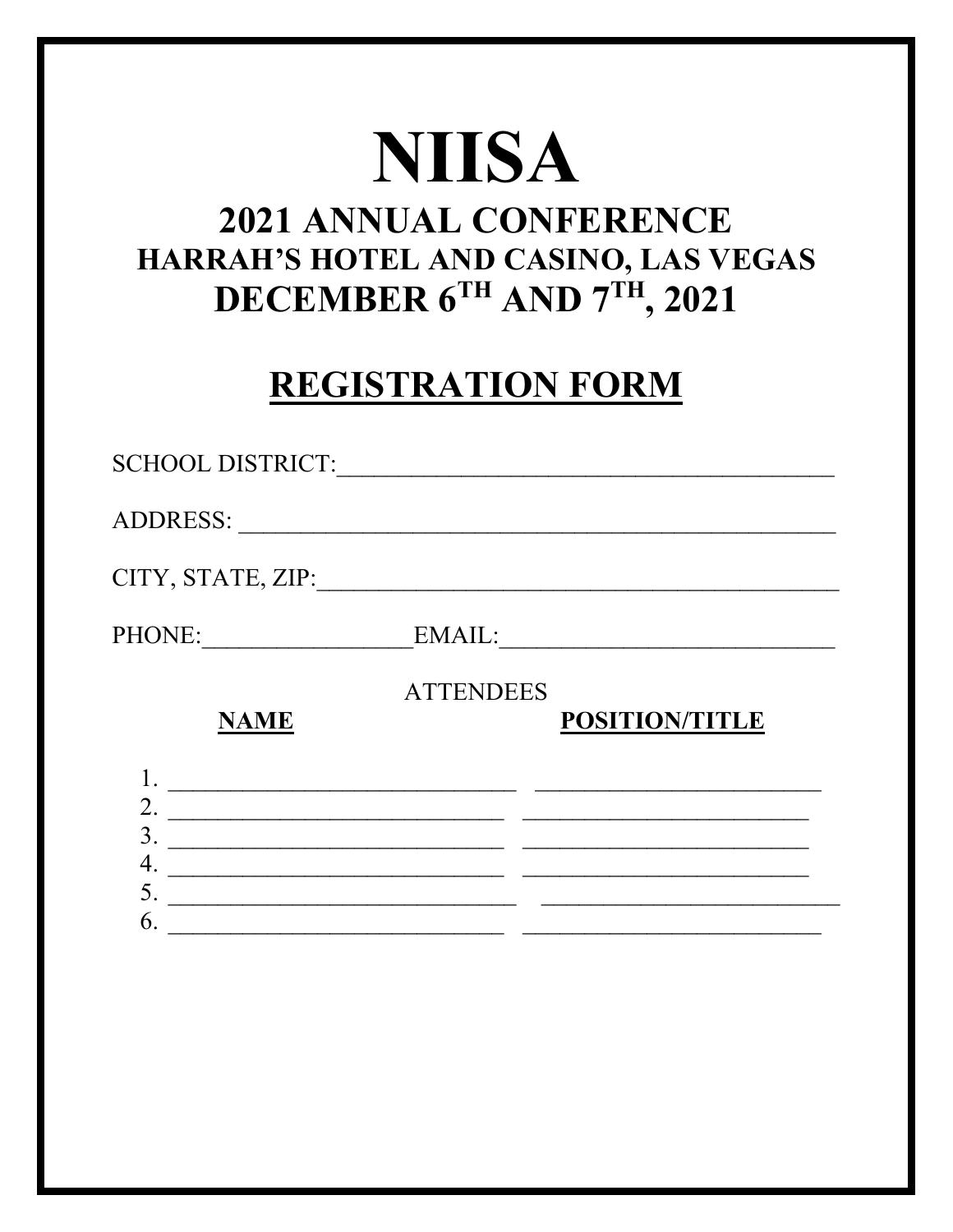# NIISA

## 2021 ANNUAL CONFERENCE

### HARRAH'S HOTEL AND CASINO, LAS VEGAS

### DECEMBER 6TH AND 7TH, 2021

## REGISTRATION FORM

SCHOOL DISTRICT:\_\_\_\_\_\_\_\_\_\_\_\_\_\_\_\_\_\_\_\_\_\_\_\_\_\_\_\_\_\_\_\_\_\_\_\_\_\_\_\_

ADDRESS: \_\_\_\_\_\_\_\_\_\_\_\_\_\_\_\_\_\_\_\_\_\_\_\_\_\_\_\_\_\_\_\_\_\_\_\_\_\_\_\_\_\_\_\_\_\_

CITY, STATE, ZIP:\_\_\_\_\_\_\_\_\_\_\_\_\_\_\_\_\_\_\_\_\_\_\_\_\_\_\_\_\_\_\_\_\_\_\_\_\_\_\_\_\_

PHONE:\_\_\_\_\_\_\_\_\_\_\_\_\_\_\_\_\_EMAIL:\_\_\_\_\_\_\_\_\_\_\_\_\_\_\_\_\_\_\_\_\_\_\_\_\_\_\_

ATTENDEES

| NAME | POSITION/TITLE |
|---|---|
| 1. \_\_\_\_\_\_\_\_\_\_\_\_\_\_\_\_\_\_\_\_\_\_\_\_\_\_\_\_ | \_\_\_\_\_\_\_\_\_\_\_\_\_\_\_\_\_\_\_\_\_\_\_\_ |
| 2. \_\_\_\_\_\_\_\_\_\_\_\_\_\_\_\_\_\_\_\_\_\_\_\_\_\_\_\_ | \_\_\_\_\_\_\_\_\_\_\_\_\_\_\_\_\_\_\_\_\_\_\_\_ |
| 3. \_\_\_\_\_\_\_\_\_\_\_\_\_\_\_\_\_\_\_\_\_\_\_\_\_\_\_\_ | \_\_\_\_\_\_\_\_\_\_\_\_\_\_\_\_\_\_\_\_\_\_\_\_ |
| 4. \_\_\_\_\_\_\_\_\_\_\_\_\_\_\_\_\_\_\_\_\_\_\_\_\_\_\_\_ | \_\_\_\_\_\_\_\_\_\_\_\_\_\_\_\_\_\_\_\_\_\_\_\_ |
| 5. \_\_\_\_\_\_\_\_\_\_\_\_\_\_\_\_\_\_\_\_\_\_\_\_\_\_\_\_ | \_\_\_\_\_\_\_\_\_\_\_\_\_\_\_\_\_\_\_\_\_\_\_\_ |
| 6. \_\_\_\_\_\_\_\_\_\_\_\_\_\_\_\_\_\_\_\_\_\_\_\_\_\_\_\_ | \_\_\_\_\_\_\_\_\_\_\_\_\_\_\_\_\_\_\_\_\_\_\_\_ |